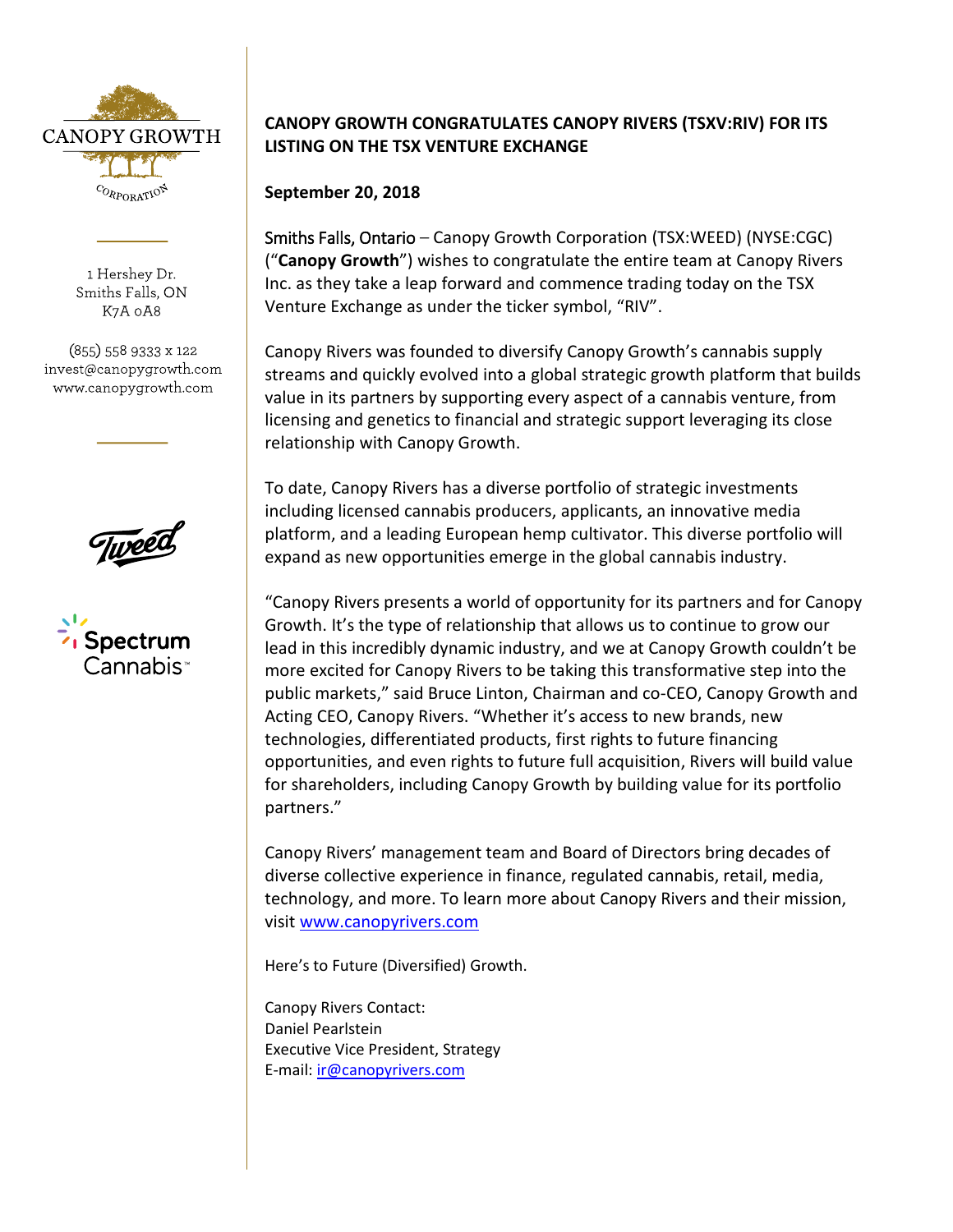CANOPY GROWTH CORPORATION

1 Hershey Dr.
Smiths Falls, ON
K7A 0A8

(855) 558 9333 x 122
invest@canopygrowth.com
www.canopygrowth.com

**CANOPY GROWTH CONGRATULATES CANOPY RIVERS (TSXV:RIV) FOR ITS LISTING ON THE TSX VENTURE EXCHANGE**

**September 20, 2018**

Smiths Falls, Ontario – Canopy Growth Corporation (TSX:WEED) (NYSE:CGC) ("**Canopy Growth**") wishes to congratulate the entire team at Canopy Rivers Inc. as they take a leap forward and commence trading today on the TSX Venture Exchange as under the ticker symbol, "RIV".

Canopy Rivers was founded to diversify Canopy Growth's cannabis supply streams and quickly evolved into a global strategic growth platform that builds value in its partners by supporting every aspect of a cannabis venture, from licensing and genetics to financial and strategic support leveraging its close relationship with Canopy Growth.

To date, Canopy Rivers has a diverse portfolio of strategic investments including licensed cannabis producers, applicants, an innovative media platform, and a leading European hemp cultivator. This diverse portfolio will expand as new opportunities emerge in the global cannabis industry.

"Canopy Rivers presents a world of opportunity for its partners and for Canopy Growth. It's the type of relationship that allows us to continue to grow our lead in this incredibly dynamic industry, and we at Canopy Growth couldn't be more excited for Canopy Rivers to be taking this transformative step into the public markets," said Bruce Linton, Chairman and co-CEO, Canopy Growth and Acting CEO, Canopy Rivers. "Whether it's access to new brands, new technologies, differentiated products, first rights to future financing opportunities, and even rights to future full acquisition, Rivers will build value for shareholders, including Canopy Growth by building value for its portfolio partners."

Canopy Rivers' management team and Board of Directors bring decades of diverse collective experience in finance, regulated cannabis, retail, media, technology, and more. To learn more about Canopy Rivers and their mission, visit www.canopyrivers.com

Here's to Future (Diversified) Growth.

Canopy Rivers Contact:
Daniel Pearlstein
Executive Vice President, Strategy
E-mail: ir@canopyrivers.com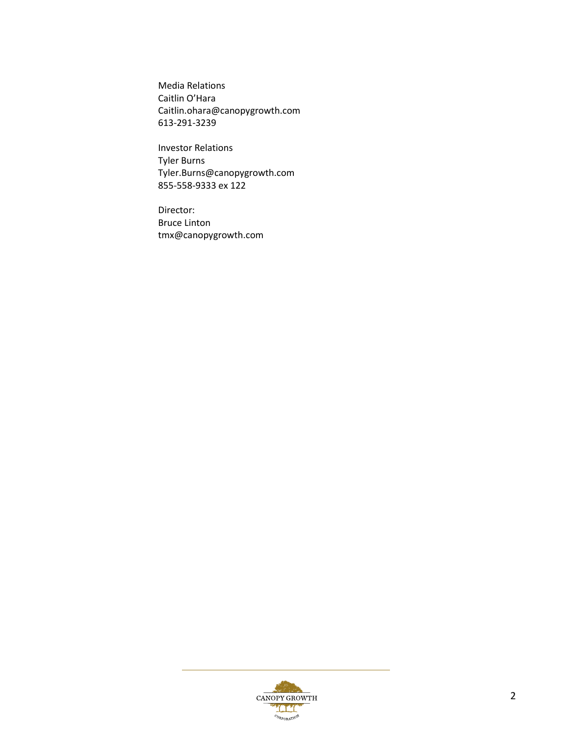Media Relations
Caitlin O'Hara
Caitlin.ohara@canopygrowth.com
613-291-3239

Investor Relations
Tyler Burns
Tyler.Burns@canopygrowth.com
855-558-9333 ex 122

Director:
Bruce Linton
tmx@canopygrowth.com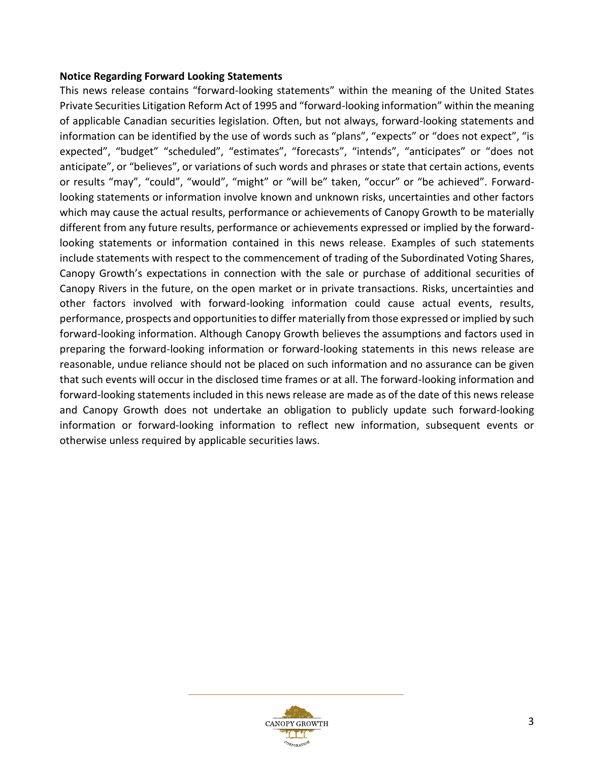**Notice Regarding Forward Looking Statements**

This news release contains "forward-looking statements" within the meaning of the United States Private Securities Litigation Reform Act of 1995 and "forward-looking information" within the meaning of applicable Canadian securities legislation. Often, but not always, forward-looking statements and information can be identified by the use of words such as "plans", "expects" or "does not expect", "is expected", "budget" "scheduled", "estimates", "forecasts", "intends", "anticipates" or "does not anticipate", or "believes", or variations of such words and phrases or state that certain actions, events or results "may", "could", "would", "might" or "will be" taken, "occur" or "be achieved". Forward-looking statements or information involve known and unknown risks, uncertainties and other factors which may cause the actual results, performance or achievements of Canopy Growth to be materially different from any future results, performance or achievements expressed or implied by the forward-looking statements or information contained in this news release. Examples of such statements include statements with respect to the commencement of trading of the Subordinated Voting Shares, Canopy Growth's expectations in connection with the sale or purchase of additional securities of Canopy Rivers in the future, on the open market or in private transactions. Risks, uncertainties and other factors involved with forward-looking information could cause actual events, results, performance, prospects and opportunities to differ materially from those expressed or implied by such forward-looking information. Although Canopy Growth believes the assumptions and factors used in preparing the forward-looking information or forward-looking statements in this news release are reasonable, undue reliance should not be placed on such information and no assurance can be given that such events will occur in the disclosed time frames or at all. The forward-looking information and forward-looking statements included in this news release are made as of the date of this news release and Canopy Growth does not undertake an obligation to publicly update such forward-looking information or forward-looking information to reflect new information, subsequent events or otherwise unless required by applicable securities laws.